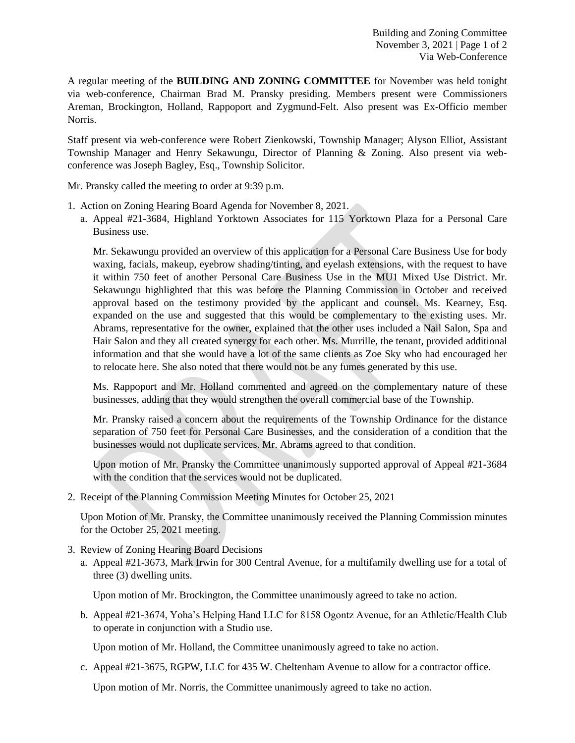A regular meeting of the **BUILDING AND ZONING COMMITTEE** for November was held tonight via web-conference, Chairman Brad M. Pransky presiding. Members present were Commissioners Areman, Brockington, Holland, Rappoport and Zygmund-Felt. Also present was Ex-Officio member Norris.

Staff present via web-conference were Robert Zienkowski, Township Manager; Alyson Elliot, Assistant Township Manager and Henry Sekawungu, Director of Planning & Zoning. Also present via web-conference was Joseph Bagley, Esq., Township Solicitor.

Mr. Pransky called the meeting to order at 9:39 p.m.

1. Action on Zoning Hearing Board Agenda for November 8, 2021.
   a. Appeal #21-3684, Highland Yorktown Associates for 115 Yorktown Plaza for a Personal Care Business use.

      Mr. Sekawungu provided an overview of this application for a Personal Care Business Use for body waxing, facials, makeup, eyebrow shading/tinting, and eyelash extensions, with the request to have it within 750 feet of another Personal Care Business Use in the MU1 Mixed Use District. Mr. Sekawungu highlighted that this was before the Planning Commission in October and received approval based on the testimony provided by the applicant and counsel. Ms. Kearney, Esq. expanded on the use and suggested that this would be complementary to the existing uses. Mr. Abrams, representative for the owner, explained that the other uses included a Nail Salon, Spa and Hair Salon and they all created synergy for each other. Ms. Murrille, the tenant, provided additional information and that she would have a lot of the same clients as Zoe Sky who had encouraged her to relocate here. She also noted that there would not be any fumes generated by this use.

      Ms. Rappoport and Mr. Holland commented and agreed on the complementary nature of these businesses, adding that they would strengthen the overall commercial base of the Township.

      Mr. Pransky raised a concern about the requirements of the Township Ordinance for the distance separation of 750 feet for Personal Care Businesses, and the consideration of a condition that the businesses would not duplicate services. Mr. Abrams agreed to that condition.

      Upon motion of Mr. Pransky the Committee unanimously supported approval of Appeal #21-3684 with the condition that the services would not be duplicated.

2. Receipt of the Planning Commission Meeting Minutes for October 25, 2021

   Upon Motion of Mr. Pransky, the Committee unanimously received the Planning Commission minutes for the October 25, 2021 meeting.

3. Review of Zoning Hearing Board Decisions
   a. Appeal #21-3673, Mark Irwin for 300 Central Avenue, for a multifamily dwelling use for a total of three (3) dwelling units.

      Upon motion of Mr. Brockington, the Committee unanimously agreed to take no action.

   b. Appeal #21-3674, Yoha's Helping Hand LLC for 8158 Ogontz Avenue, for an Athletic/Health Club to operate in conjunction with a Studio use.

      Upon motion of Mr. Holland, the Committee unanimously agreed to take no action.

   c. Appeal #21-3675, RGPW, LLC for 435 W. Cheltenham Avenue to allow for a contractor office.

      Upon motion of Mr. Norris, the Committee unanimously agreed to take no action.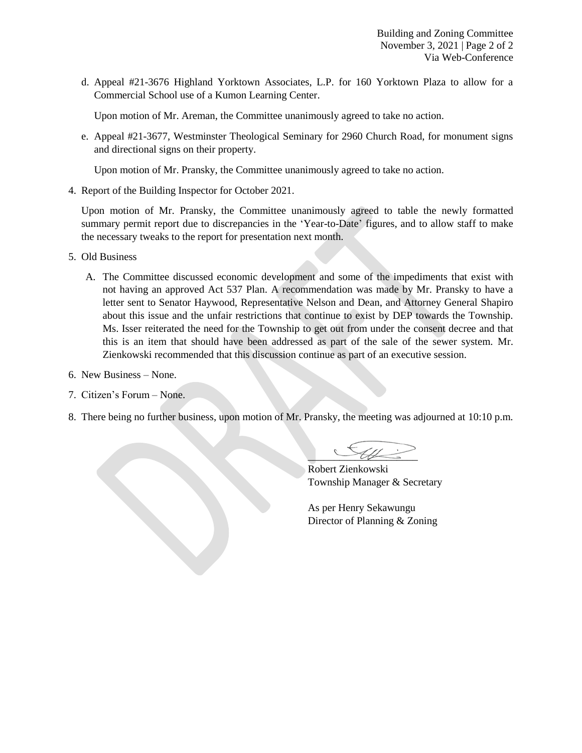d. Appeal #21-3676 Highland Yorktown Associates, L.P. for 160 Yorktown Plaza to allow for a Commercial School use of a Kumon Learning Center.

   Upon motion of Mr. Areman, the Committee unanimously agreed to take no action.

e. Appeal #21-3677, Westminster Theological Seminary for 2960 Church Road, for monument signs and directional signs on their property.

   Upon motion of Mr. Pransky, the Committee unanimously agreed to take no action.

4. Report of the Building Inspector for October 2021.

   Upon motion of Mr. Pransky, the Committee unanimously agreed to table the newly formatted summary permit report due to discrepancies in the 'Year-to-Date' figures, and to allow staff to make the necessary tweaks to the report for presentation next month.

5. Old Business

   A. The Committee discussed economic development and some of the impediments that exist with not having an approved Act 537 Plan. A recommendation was made by Mr. Pransky to have a letter sent to Senator Haywood, Representative Nelson and Dean, and Attorney General Shapiro about this issue and the unfair restrictions that continue to exist by DEP towards the Township. Ms. Isser reiterated the need for the Township to get out from under the consent decree and that this is an item that should have been addressed as part of the sale of the sewer system. Mr. Zienkowski recommended that this discussion continue as part of an executive session.

6. New Business – None.

7. Citizen's Forum – None.

8. There being no further business, upon motion of Mr. Pransky, the meeting was adjourned at 10:10 p.m.

Robert Zienkowski
Township Manager & Secretary

As per Henry Sekawungu
Director of Planning & Zoning